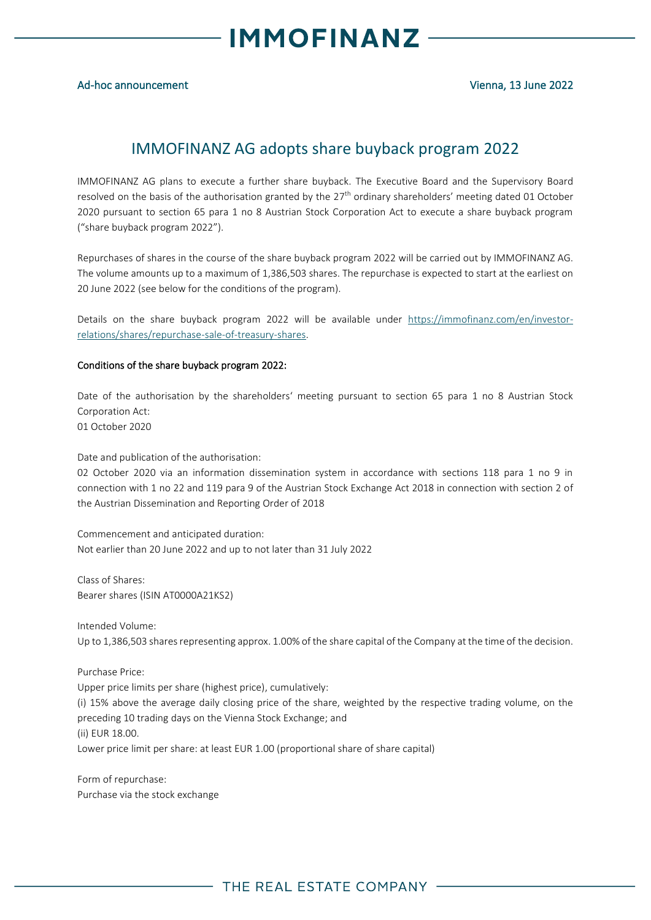# IMMOFINANZ

Ad-hoc announcement — Vienna, 13 June 2022

## IMMOFINANZ AG adopts share buyback program 2022

IMMOFINANZ AG plans to execute a further share buyback. The Executive Board and the Supervisory Board resolved on the basis of the authorisation granted by the 27th ordinary shareholders' meeting dated 01 October 2020 pursuant to section 65 para 1 no 8 Austrian Stock Corporation Act to execute a share buyback program ("share buyback program 2022").

Repurchases of shares in the course of the share buyback program 2022 will be carried out by IMMOFINANZ AG. The volume amounts up to a maximum of 1,386,503 shares. The repurchase is expected to start at the earliest on 20 June 2022 (see below for the conditions of the program).

Details on the share buyback program 2022 will be available under https://immofinanz.com/en/investor-relations/shares/repurchase-sale-of-treasury-shares.

### Conditions of the share buyback program 2022:

Date of the authorisation by the shareholders' meeting pursuant to section 65 para 1 no 8 Austrian Stock Corporation Act:
01 October 2020

Date and publication of the authorisation:
02 October 2020 via an information dissemination system in accordance with sections 118 para 1 no 9 in connection with 1 no 22 and 119 para 9 of the Austrian Stock Exchange Act 2018 in connection with section 2 of the Austrian Dissemination and Reporting Order of 2018

Commencement and anticipated duration:
Not earlier than 20 June 2022 and up to not later than 31 July 2022

Class of Shares:
Bearer shares (ISIN AT0000A21KS2)

Intended Volume:
Up to 1,386,503 shares representing approx. 1.00% of the share capital of the Company at the time of the decision.

Purchase Price:
Upper price limits per share (highest price), cumulatively:
(i) 15% above the average daily closing price of the share, weighted by the respective trading volume, on the preceding 10 trading days on the Vienna Stock Exchange; and
(ii) EUR 18.00.
Lower price limit per share: at least EUR 1.00 (proportional share of share capital)

Form of repurchase:
Purchase via the stock exchange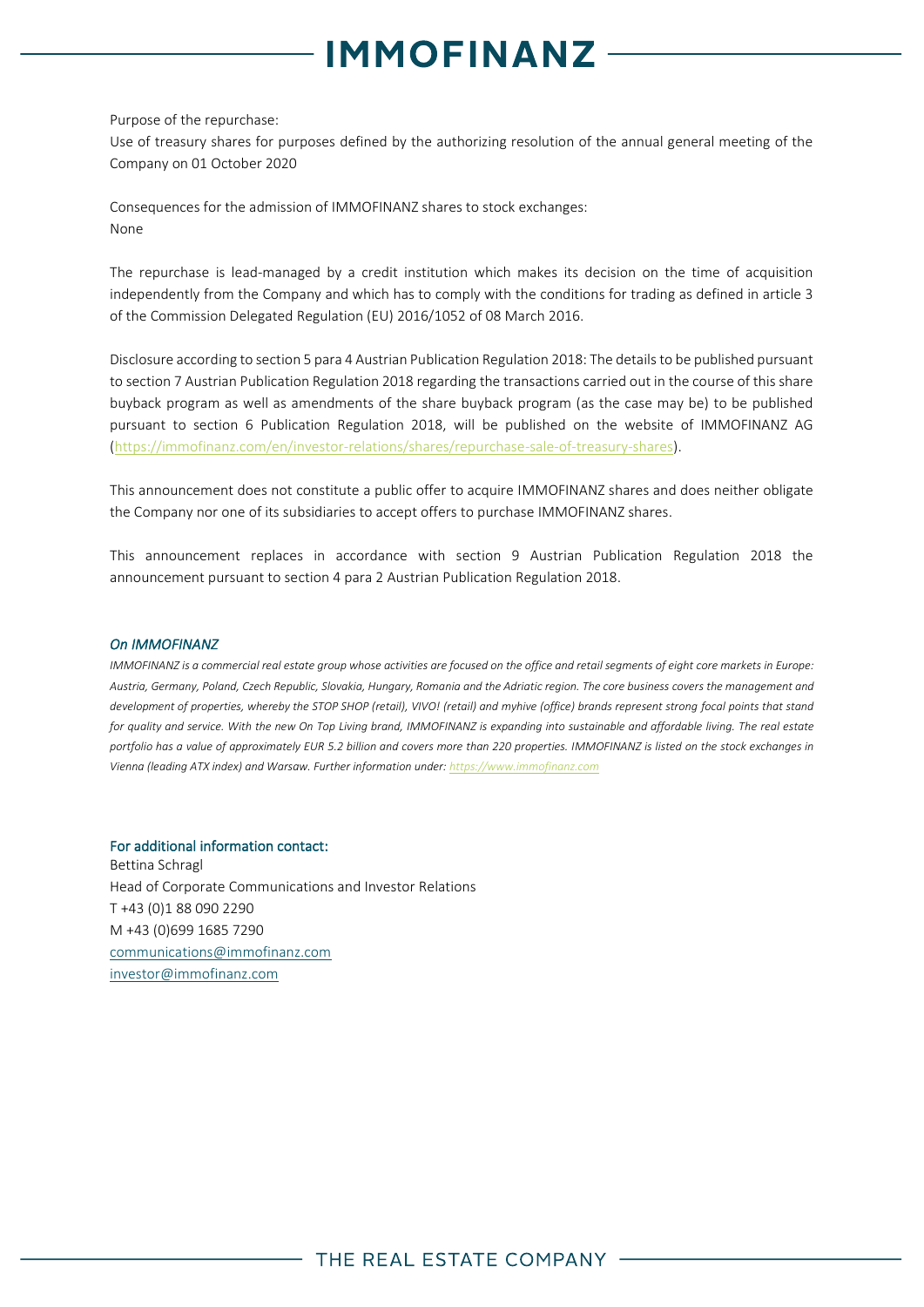Purpose of the repurchase:
Use of treasury shares for purposes defined by the authorizing resolution of the annual general meeting of the Company on 01 October 2020

Consequences for the admission of IMMOFINANZ shares to stock exchanges:
None

The repurchase is lead-managed by a credit institution which makes its decision on the time of acquisition independently from the Company and which has to comply with the conditions for trading as defined in article 3 of the Commission Delegated Regulation (EU) 2016/1052 of 08 March 2016.

Disclosure according to section 5 para 4 Austrian Publication Regulation 2018: The details to be published pursuant to section 7 Austrian Publication Regulation 2018 regarding the transactions carried out in the course of this share buyback program as well as amendments of the share buyback program (as the case may be) to be published pursuant to section 6 Publication Regulation 2018, will be published on the website of IMMOFINANZ AG (https://immofinanz.com/en/investor-relations/shares/repurchase-sale-of-treasury-shares).

This announcement does not constitute a public offer to acquire IMMOFINANZ shares and does neither obligate the Company nor one of its subsidiaries to accept offers to purchase IMMOFINANZ shares.

This announcement replaces in accordance with section 9 Austrian Publication Regulation 2018 the announcement pursuant to section 4 para 2 Austrian Publication Regulation 2018.

### *On IMMOFINANZ*

*IMMOFINANZ is a commercial real estate group whose activities are focused on the office and retail segments of eight core markets in Europe: Austria, Germany, Poland, Czech Republic, Slovakia, Hungary, Romania and the Adriatic region. The core business covers the management and development of properties, whereby the STOP SHOP (retail), VIVO! (retail) and myhive (office) brands represent strong focal points that stand for quality and service. With the new On Top Living brand, IMMOFINANZ is expanding into sustainable and affordable living. The real estate portfolio has a value of approximately EUR 5.2 billion and covers more than 220 properties. IMMOFINANZ is listed on the stock exchanges in Vienna (leading ATX index) and Warsaw. Further information under: https://www.immofinanz.com*

**For additional information contact:**
Bettina Schragl
Head of Corporate Communications and Investor Relations
T +43 (0)1 88 090 2290
M +43 (0)699 1685 7290
communications@immofinanz.com
investor@immofinanz.com